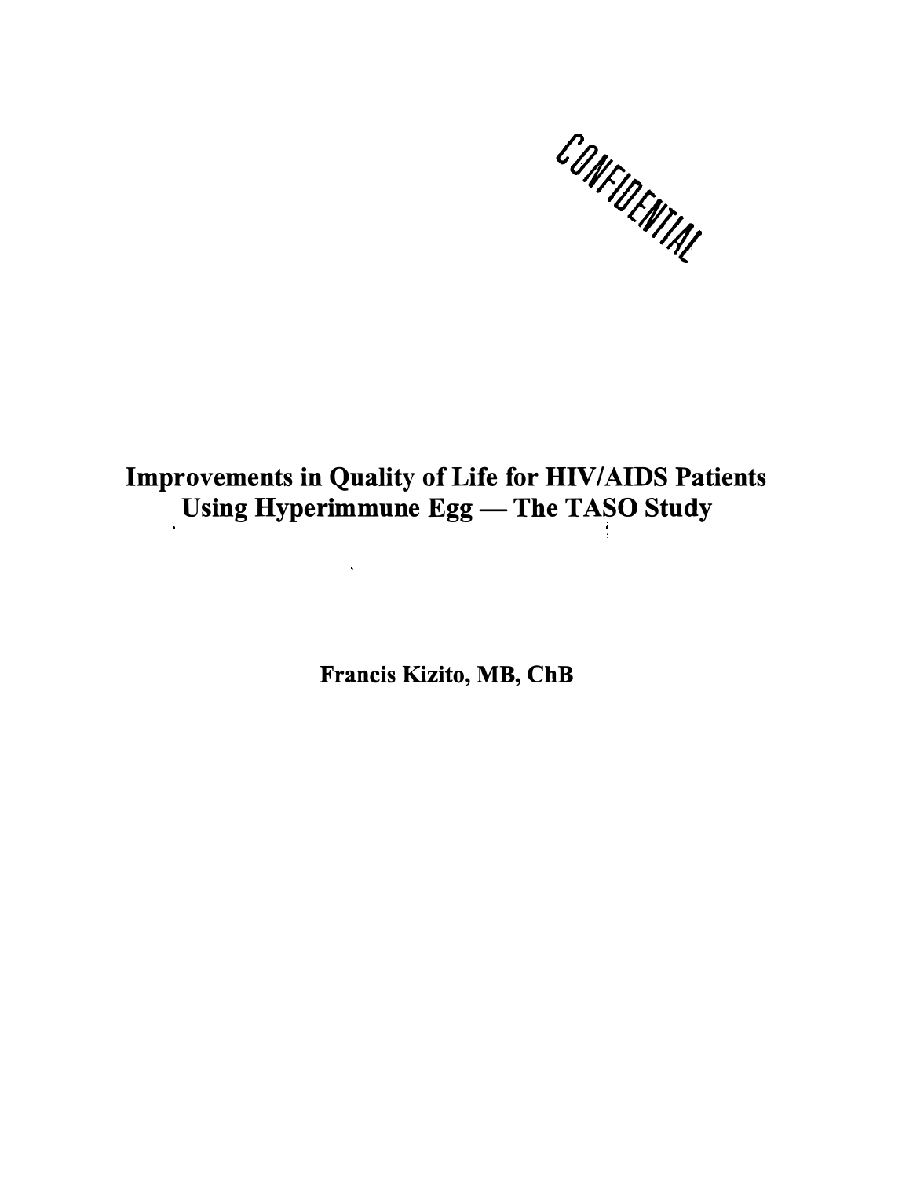CONFIDENTIAL

# Improvements in Quality of Life for HIV/AIDS Patients Using Hyperimmune Egg — The TASO Study

**Francis Kizito, MB, ChB**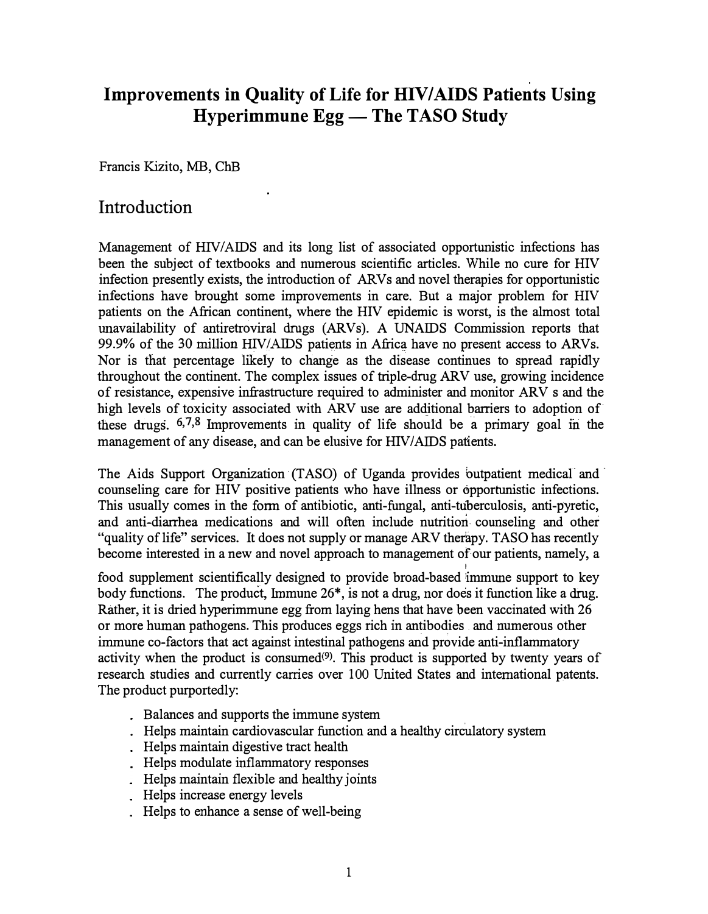# Improvements in Quality of Life for HIV/AIDS Patients Using Hyperimmune Egg — The TASO Study

Francis Kizito, MB, ChB

## Introduction

Management of HIV/AIDS and its long list of associated opportunistic infections has been the subject of textbooks and numerous scientific articles. While no cure for HIV infection presently exists, the introduction of ARVs and novel therapies for opportunistic infections have brought some improvements in care. But a major problem for HIV patients on the African continent, where the HIV epidemic is worst, is the almost total unavailability of antiretroviral drugs (ARVs). A UNAIDS Commission reports that 99.9% of the 30 million HIV/AIDS patients in Africa have no present access to ARVs. Nor is that percentage likely to change as the disease continues to spread rapidly throughout the continent. The complex issues of triple-drug ARV use, growing incidence of resistance, expensive infrastructure required to administer and monitor ARV s and the high levels of toxicity associated with ARV use are additional barriers to adoption of these drugs. [6,7,8] Improvements in quality of life should be a primary goal in the management of any disease, and can be elusive for HIV/AIDS patients.

The Aids Support Organization (TASO) of Uganda provides outpatient medical and counseling care for HIV positive patients who have illness or opportunistic infections. This usually comes in the form of antibiotic, anti-fungal, anti-tuberculosis, anti-pyretic, and anti-diarrhea medications and will often include nutrition counseling and other "quality of life" services. It does not supply or manage ARV therapy. TASO has recently become interested in a new and novel approach to management of our patients, namely, a food supplement scientifically designed to provide broad-based immune support to key body functions. The product, Immune 26*, is not a drug, nor does it function like a drug. Rather, it is dried hyperimmune egg from laying hens that have been vaccinated with 26 or more human pathogens. This produces eggs rich in antibodies and numerous other immune co-factors that act against intestinal pathogens and provide anti-inflammatory activity when the product is consumed[9]. This product is supported by twenty years of research studies and currently carries over 100 United States and international patents. The product purportedly:

- Balances and supports the immune system
- Helps maintain cardiovascular function and a healthy circulatory system
- Helps maintain digestive tract health
- Helps modulate inflammatory responses
- Helps maintain flexible and healthy joints
- Helps increase energy levels
- Helps to enhance a sense of well-being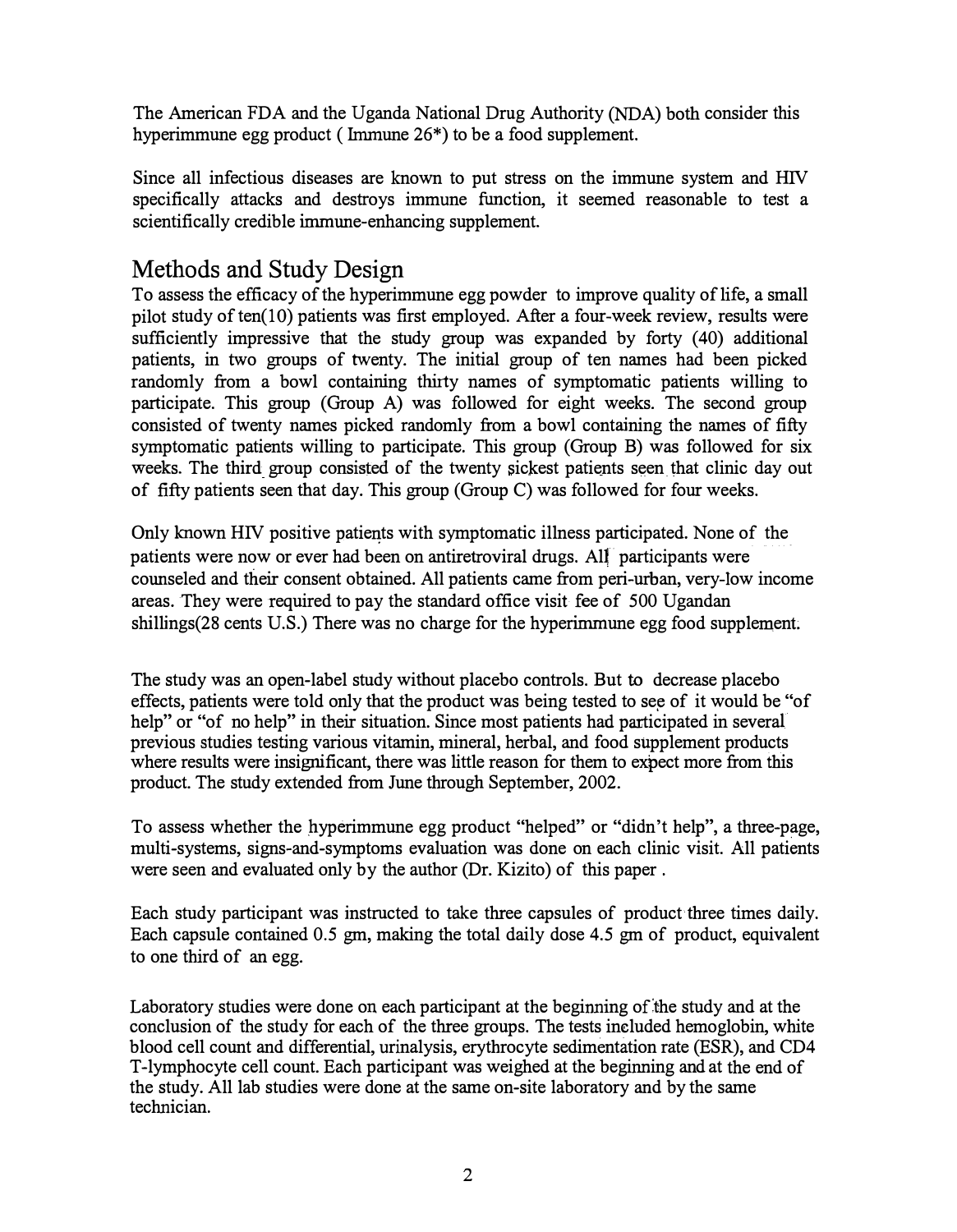The American FDA and the Uganda National Drug Authority (NDA) both consider this hyperimmune egg product ( Immune 26*) to be a food supplement.

Since all infectious diseases are known to put stress on the immune system and HIV specifically attacks and destroys immune function, it seemed reasonable to test a scientifically credible immune-enhancing supplement.

## Methods and Study Design

To assess the efficacy of the hyperimmune egg powder to improve quality of life, a small pilot study of ten(10) patients was first employed. After a four-week review, results were sufficiently impressive that the study group was expanded by forty (40) additional patients, in two groups of twenty. The initial group of ten names had been picked randomly from a bowl containing thirty names of symptomatic patients willing to participate. This group (Group A) was followed for eight weeks. The second group consisted of twenty names picked randomly from a bowl containing the names of fifty symptomatic patients willing to participate. This group (Group B) was followed for six weeks. The third group consisted of the twenty sickest patients seen that clinic day out of fifty patients seen that day. This group (Group C) was followed for four weeks.

Only known HIV positive patients with symptomatic illness participated. None of the patients were now or ever had been on antiretroviral drugs. All participants were counseled and their consent obtained. All patients came from peri-urban, very-low income areas. They were required to pay the standard office visit fee of 500 Ugandan shillings(28 cents U.S.) There was no charge for the hyperimmune egg food supplement.

The study was an open-label study without placebo controls. But to decrease placebo effects, patients were told only that the product was being tested to see of it would be "of help" or "of no help" in their situation. Since most patients had participated in several previous studies testing various vitamin, mineral, herbal, and food supplement products where results were insignificant, there was little reason for them to expect more from this product. The study extended from June through September, 2002.

To assess whether the hyperimmune egg product "helped" or "didn't help", a three-page, multi-systems, signs-and-symptoms evaluation was done on each clinic visit. All patients were seen and evaluated only by the author (Dr. Kizito) of this paper .

Each study participant was instructed to take three capsules of product three times daily. Each capsule contained 0.5 gm, making the total daily dose 4.5 gm of product, equivalent to one third of an egg.

Laboratory studies were done on each participant at the beginning of the study and at the conclusion of the study for each of the three groups. The tests included hemoglobin, white blood cell count and differential, urinalysis, erythrocyte sedimentation rate (ESR), and CD4 T-lymphocyte cell count. Each participant was weighed at the beginning and at the end of the study. All lab studies were done at the same on-site laboratory and by the same technician.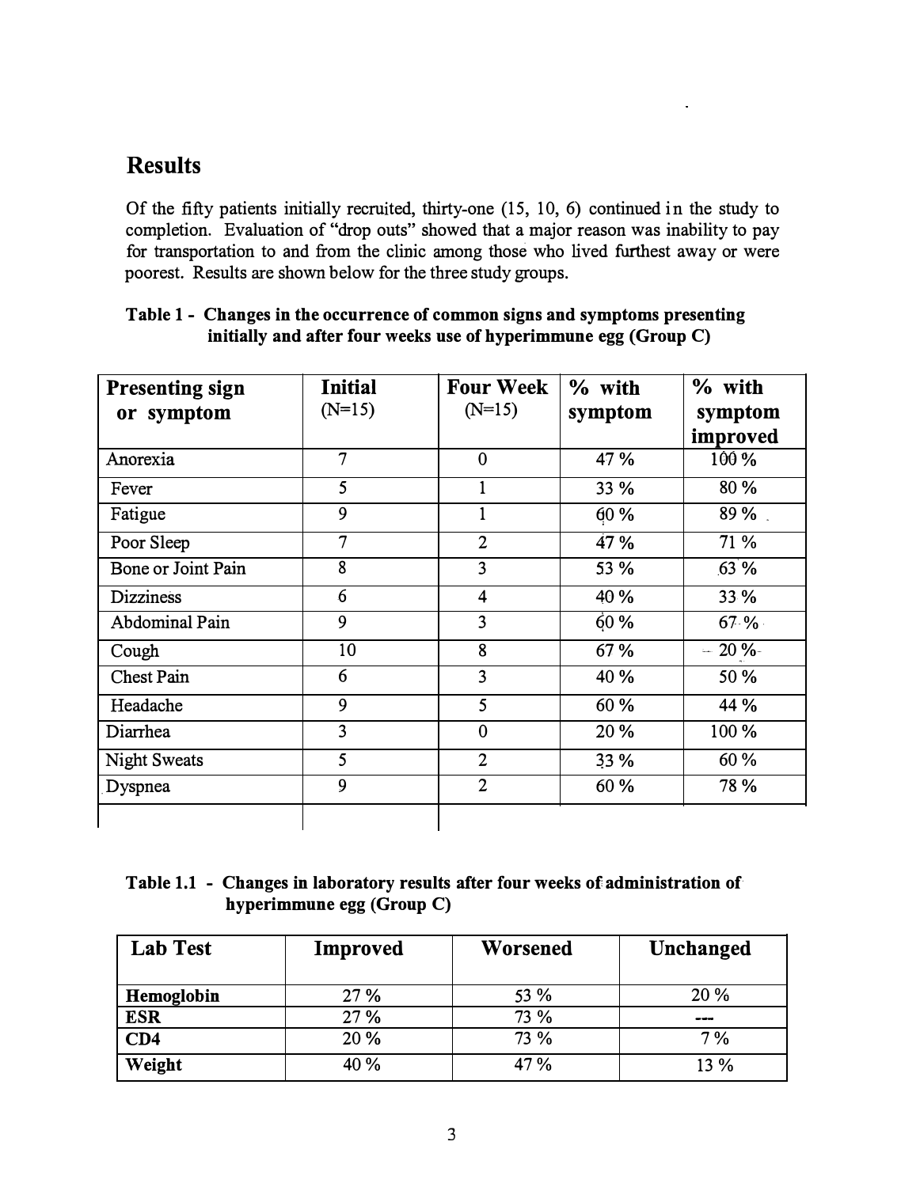## Results

Of the fifty patients initially recruited, thirty-one (15, 10, 6) continued in the study to completion. Evaluation of "drop outs" showed that a major reason was inability to pay for transportation to and from the clinic among those who lived furthest away or were poorest. Results are shown below for the three study groups.

**Table 1 - Changes in the occurrence of common signs and symptoms presenting initially and after four weeks use of hyperimmune egg (Group C)**

| Presenting sign or symptom | Initial (N=15) | Four Week (N=15) | % with symptom | % with symptom improved |
|---|---|---|---|---|
| Anorexia | 7 | 0 | 47 % | 100 % |
| Fever | 5 | 1 | 33 % | 80 % |
| Fatigue | 9 | 1 | 60 % | 89 % |
| Poor Sleep | 7 | 2 | 47 % | 71 % |
| Bone or Joint Pain | 8 | 3 | 53 % | 63 % |
| Dizziness | 6 | 4 | 40 % | 33 % |
| Abdominal Pain | 9 | 3 | 60 % | 67 % |
| Cough | 10 | 8 | 67 % | 20 % |
| Chest Pain | 6 | 3 | 40 % | 50 % |
| Headache | 9 | 5 | 60 % | 44 % |
| Diarrhea | 3 | 0 | 20 % | 100 % |
| Night Sweats | 5 | 2 | 33 % | 60 % |
| Dyspnea | 9 | 2 | 60 % | 78 % |
| | | | | |

**Table 1.1 - Changes in laboratory results after four weeks of administration of hyperimmune egg (Group C)**

| Lab Test | Improved | Worsened | Unchanged |
|---|---|---|---|
| **Hemoglobin** | 27 % | 53 % | 20 % |
| **ESR** | 27 % | 73 % | --- |
| **CD4** | 20 % | 73 % | 7 % |
| **Weight** | 40 % | 47 % | 13 % |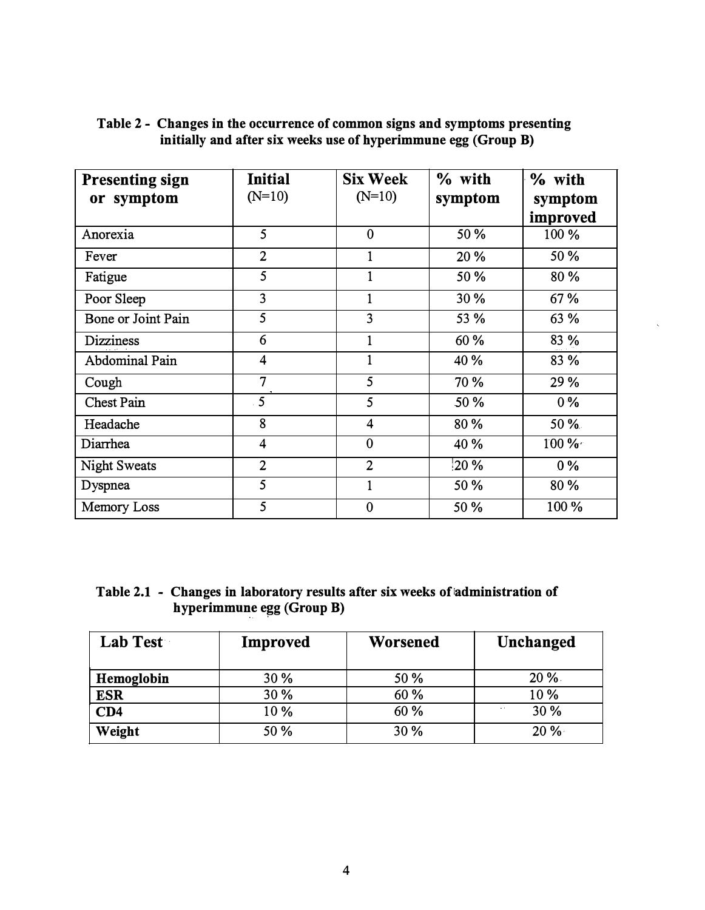**Table 2 - Changes in the occurrence of common signs and symptoms presenting initially and after six weeks use of hyperimmune egg (Group B)**

| Presenting sign or symptom | Initial (N=10) | Six Week (N=10) | % with symptom | % with symptom improved |
|---|---|---|---|---|
| Anorexia | 5 | 0 | 50 % | 100 % |
| Fever | 2 | 1 | 20 % | 50 % |
| Fatigue | 5 | 1 | 50 % | 80 % |
| Poor Sleep | 3 | 1 | 30 % | 67 % |
| Bone or Joint Pain | 5 | 3 | 53 % | 63 % |
| Dizziness | 6 | 1 | 60 % | 83 % |
| Abdominal Pain | 4 | 1 | 40 % | 83 % |
| Cough | 7 | 5 | 70 % | 29 % |
| Chest Pain | 5 | 5 | 50 % | 0 % |
| Headache | 8 | 4 | 80 % | 50 % |
| Diarrhea | 4 | 0 | 40 % | 100 % |
| Night Sweats | 2 | 2 | 20 % | 0 % |
| Dyspnea | 5 | 1 | 50 % | 80 % |
| Memory Loss | 5 | 0 | 50 % | 100 % |

**Table 2.1 - Changes in laboratory results after six weeks of administration of hyperimmune egg (Group B)**

| Lab Test | Improved | Worsened | Unchanged |
|---|---|---|---|
| **Hemoglobin** | 30 % | 50 % | 20 % |
| **ESR** | 30 % | 60 % | 10 % |
| **CD4** | 10 % | 60 % | 30 % |
| **Weight** | 50 % | 30 % | 20 % |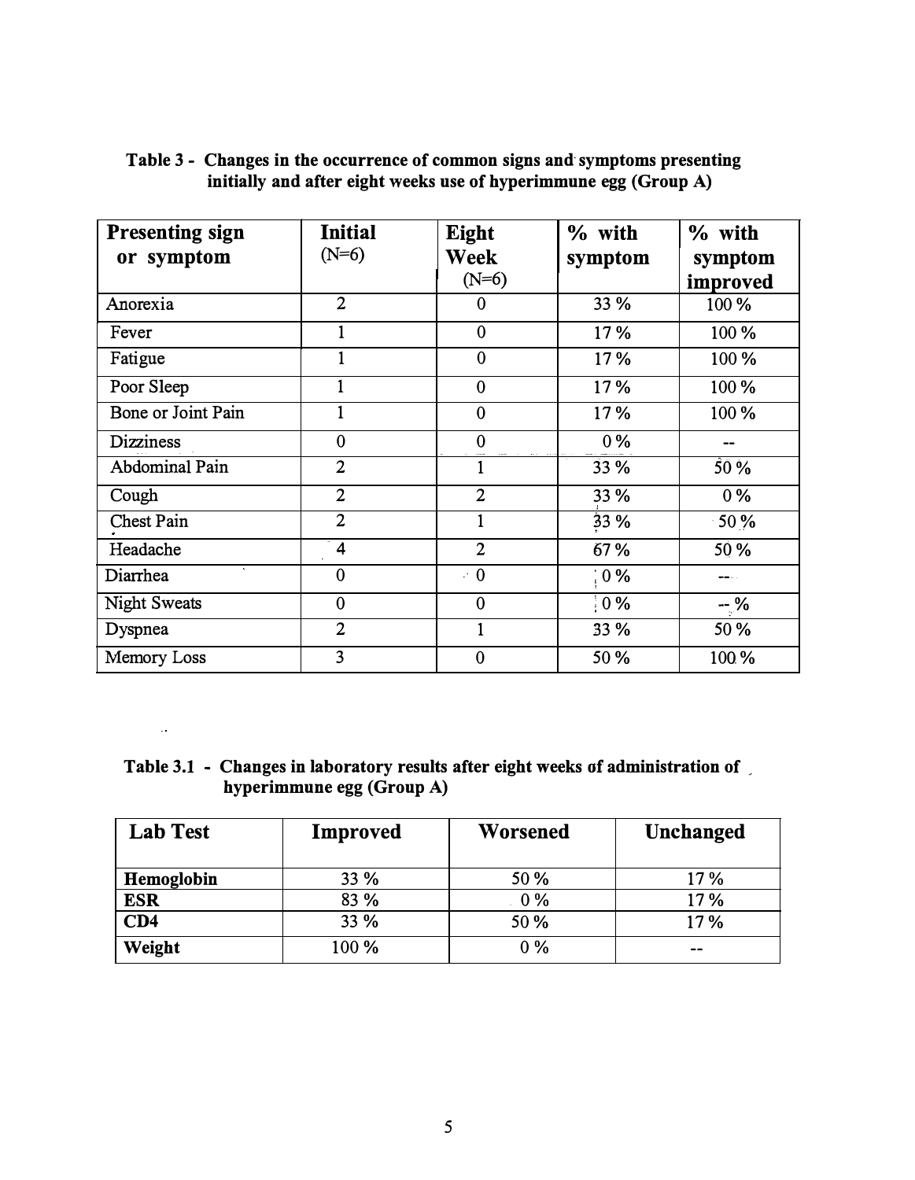**Table 3 - Changes in the occurrence of common signs and symptoms presenting initially and after eight weeks use of hyperimmune egg (Group A)**

| Presenting sign or symptom | Initial (N=6) | Eight Week (N=6) | % with symptom | % with symptom improved |
|---|---|---|---|---|
| Anorexia | 2 | 0 | 33 % | 100 % |
| Fever | 1 | 0 | 17 % | 100 % |
| Fatigue | 1 | 0 | 17 % | 100 % |
| Poor Sleep | 1 | 0 | 17 % | 100 % |
| Bone or Joint Pain | 1 | 0 | 17 % | 100 % |
| Dizziness | 0 | 0 | 0 % | -- |
| Abdominal Pain | 2 | 1 | 33 % | 50 % |
| Cough | 2 | 2 | 33 % | 0 % |
| Chest Pain | 2 | 1 | 33 % | 50 % |
| Headache | 4 | 2 | 67 % | 50 % |
| Diarrhea | 0 | 0 | 0 % | -- |
| Night Sweats | 0 | 0 | 0 % | -- % |
| Dyspnea | 2 | 1 | 33 % | 50 % |
| Memory Loss | 3 | 0 | 50 % | 100 % |

**Table 3.1 - Changes in laboratory results after eight weeks of administration of hyperimmune egg (Group A)**

| Lab Test | Improved | Worsened | Unchanged |
|---|---|---|---|
| **Hemoglobin** | 33 % | 50 % | 17 % |
| **ESR** | 83 % | 0 % | 17 % |
| **CD4** | 33 % | 50 % | 17 % |
| **Weight** | 100 % | 0 % | -- |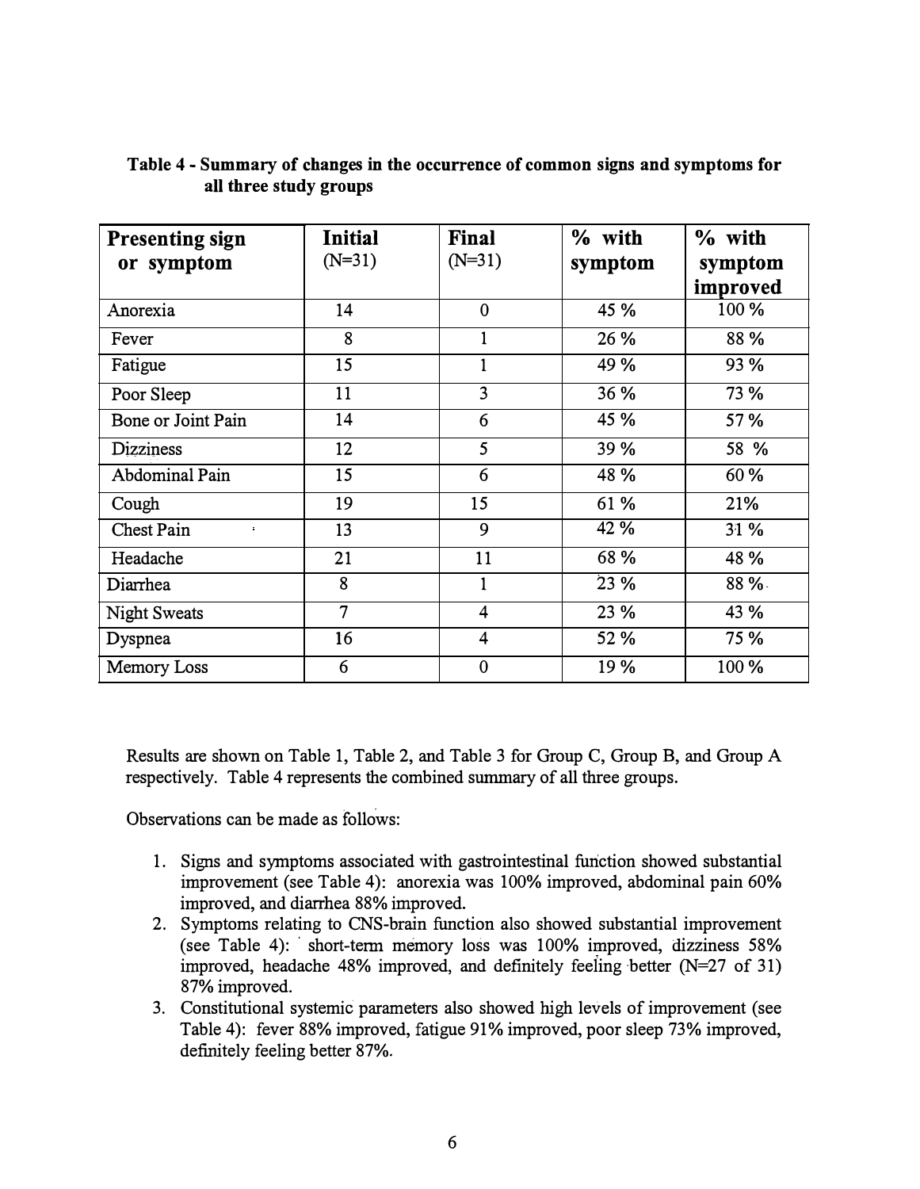**Table 4 - Summary of changes in the occurrence of common signs and symptoms for all three study groups**

| Presenting sign or symptom | Initial (N=31) | Final (N=31) | % with symptom | % with symptom improved |
|---|---|---|---|---|
| Anorexia | 14 | 0 | 45 % | 100 % |
| Fever | 8 | 1 | 26 % | 88 % |
| Fatigue | 15 | 1 | 49 % | 93 % |
| Poor Sleep | 11 | 3 | 36 % | 73 % |
| Bone or Joint Pain | 14 | 6 | 45 % | 57 % |
| Dizziness | 12 | 5 | 39 % | 58 % |
| Abdominal Pain | 15 | 6 | 48 % | 60 % |
| Cough | 19 | 15 | 61 % | 21% |
| Chest Pain | 13 | 9 | 42 % | 31 % |
| Headache | 21 | 11 | 68 % | 48 % |
| Diarrhea | 8 | 1 | 23 % | 88 % |
| Night Sweats | 7 | 4 | 23 % | 43 % |
| Dyspnea | 16 | 4 | 52 % | 75 % |
| Memory Loss | 6 | 0 | 19 % | 100 % |

Results are shown on Table 1, Table 2, and Table 3 for Group C, Group B, and Group A respectively. Table 4 represents the combined summary of all three groups.

Observations can be made as follows:

1. Signs and symptoms associated with gastrointestinal function showed substantial improvement (see Table 4): anorexia was 100% improved, abdominal pain 60% improved, and diarrhea 88% improved.
2. Symptoms relating to CNS-brain function also showed substantial improvement (see Table 4): short-term memory loss was 100% improved, dizziness 58% improved, headache 48% improved, and definitely feeling better (N=27 of 31) 87% improved.
3. Constitutional systemic parameters also showed high levels of improvement (see Table 4): fever 88% improved, fatigue 91% improved, poor sleep 73% improved, definitely feeling better 87%.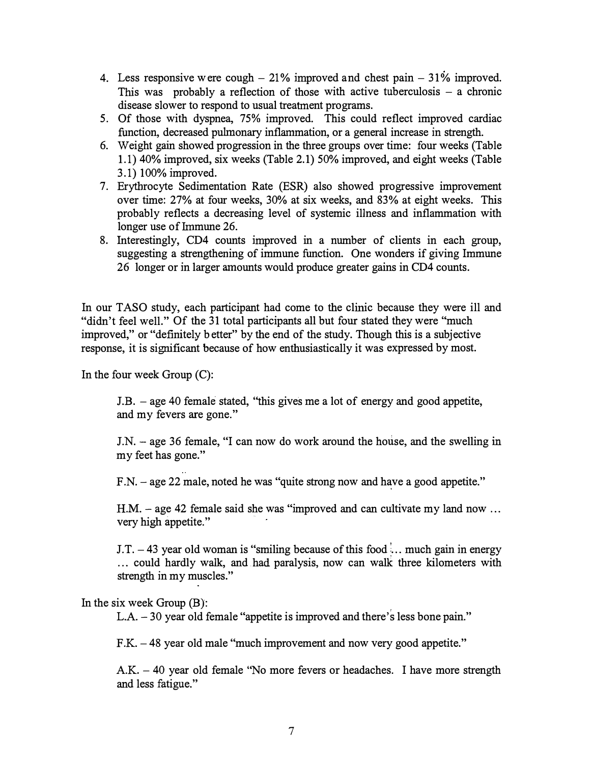4. Less responsive were cough – 21% improved and chest pain – 31% improved. This was probably a reflection of those with active tuberculosis – a chronic disease slower to respond to usual treatment programs.
5. Of those with dyspnea, 75% improved. This could reflect improved cardiac function, decreased pulmonary inflammation, or a general increase in strength.
6. Weight gain showed progression in the three groups over time: four weeks (Table 1.1) 40% improved, six weeks (Table 2.1) 50% improved, and eight weeks (Table 3.1) 100% improved.
7. Erythrocyte Sedimentation Rate (ESR) also showed progressive improvement over time: 27% at four weeks, 30% at six weeks, and 83% at eight weeks. This probably reflects a decreasing level of systemic illness and inflammation with longer use of Immune 26.
8. Interestingly, CD4 counts improved in a number of clients in each group, suggesting a strengthening of immune function. One wonders if giving Immune 26 longer or in larger amounts would produce greater gains in CD4 counts.

In our TASO study, each participant had come to the clinic because they were ill and "didn't feel well." Of the 31 total participants all but four stated they were "much improved," or "definitely better" by the end of the study. Though this is a subjective response, it is significant because of how enthusiastically it was expressed by most.

In the four week Group (C):

> J.B. – age 40 female stated, "this gives me a lot of energy and good appetite, and my fevers are gone."
>
> J.N. – age 36 female, "I can now do work around the house, and the swelling in my feet has gone."
>
> F.N. – age 22 male, noted he was "quite strong now and have a good appetite."
>
> H.M. – age 42 female said she was "improved and can cultivate my land now … very high appetite."
>
> J.T. – 43 year old woman is "smiling because of this food … much gain in energy … could hardly walk, and had paralysis, now can walk three kilometers with strength in my muscles."

In the six week Group (B):

> L.A. – 30 year old female "appetite is improved and there's less bone pain."
>
> F.K. – 48 year old male "much improvement and now very good appetite."
>
> A.K. – 40 year old female "No more fevers or headaches. I have more strength and less fatigue."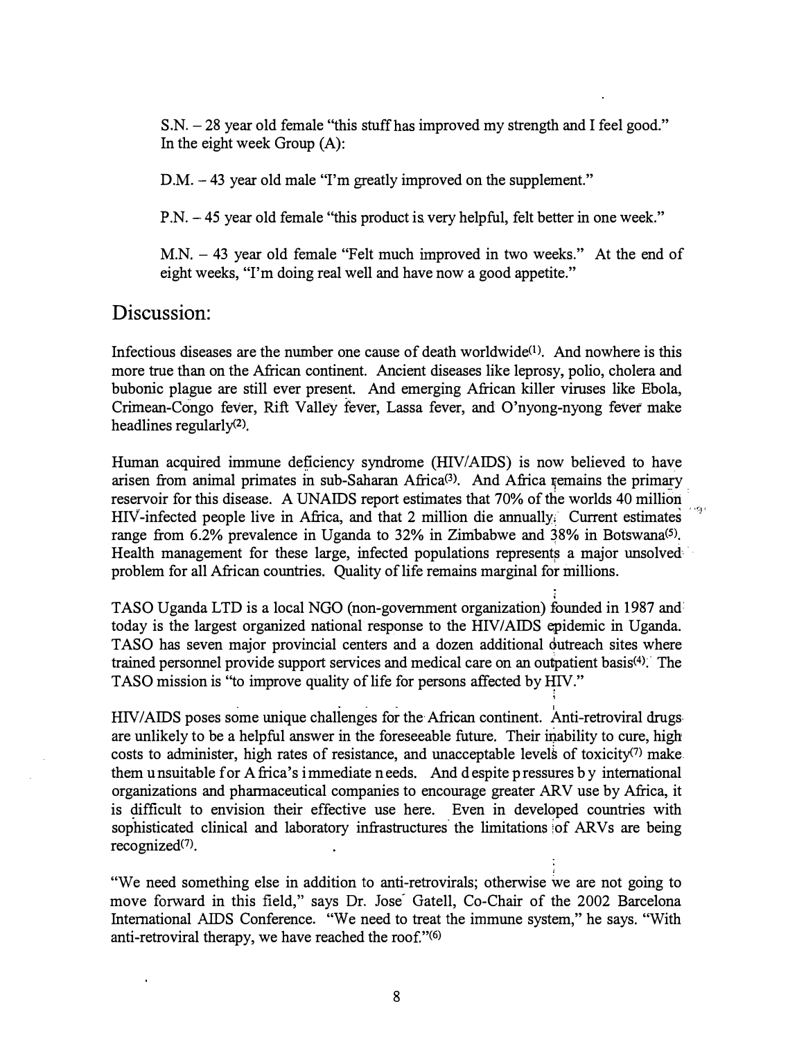S.N. – 28 year old female "this stuff has improved my strength and I feel good."
In the eight week Group (A):

D.M. – 43 year old male "I'm greatly improved on the supplement."

P.N. – 45 year old female "this product is very helpful, felt better in one week."

M.N. – 43 year old female "Felt much improved in two weeks." At the end of eight weeks, "I'm doing real well and have now a good appetite."

## Discussion:

Infectious diseases are the number one cause of death worldwide[1]. And nowhere is this more true than on the African continent. Ancient diseases like leprosy, polio, cholera and bubonic plague are still ever present. And emerging African killer viruses like Ebola, Crimean-Congo fever, Rift Valley fever, Lassa fever, and O'nyong-nyong fever make headlines regularly[2].

Human acquired immune deficiency syndrome (HIV/AIDS) is now believed to have arisen from animal primates in sub-Saharan Africa[3]. And Africa remains the primary reservoir for this disease. A UNAIDS report estimates that 70% of the worlds 40 million HIV-infected people live in Africa, and that 2 million die annually. Current estimates range from 6.2% prevalence in Uganda to 32% in Zimbabwe and 38% in Botswana[5]. Health management for these large, infected populations represents a major unsolved problem for all African countries. Quality of life remains marginal for millions.

TASO Uganda LTD is a local NGO (non-government organization) founded in 1987 and today is the largest organized national response to the HIV/AIDS epidemic in Uganda. TASO has seven major provincial centers and a dozen additional outreach sites where trained personnel provide support services and medical care on an outpatient basis[4]. The TASO mission is "to improve quality of life for persons affected by HIV."

HIV/AIDS poses some unique challenges for the African continent. Anti-retroviral drugs are unlikely to be a helpful answer in the foreseeable future. Their inability to cure, high costs to administer, high rates of resistance, and unacceptable levels of toxicity[7] make them unsuitable for Africa's immediate needs. And despite pressures by international organizations and pharmaceutical companies to encourage greater ARV use by Africa, it is difficult to envision their effective use here. Even in developed countries with sophisticated clinical and laboratory infrastructures the limitations of ARVs are being recognized[7].

"We need something else in addition to anti-retrovirals; otherwise we are not going to move forward in this field," says Dr. Jose´ Gatell, Co-Chair of the 2002 Barcelona International AIDS Conference. "We need to treat the immune system," he says. "With anti-retroviral therapy, we have reached the roof."[6]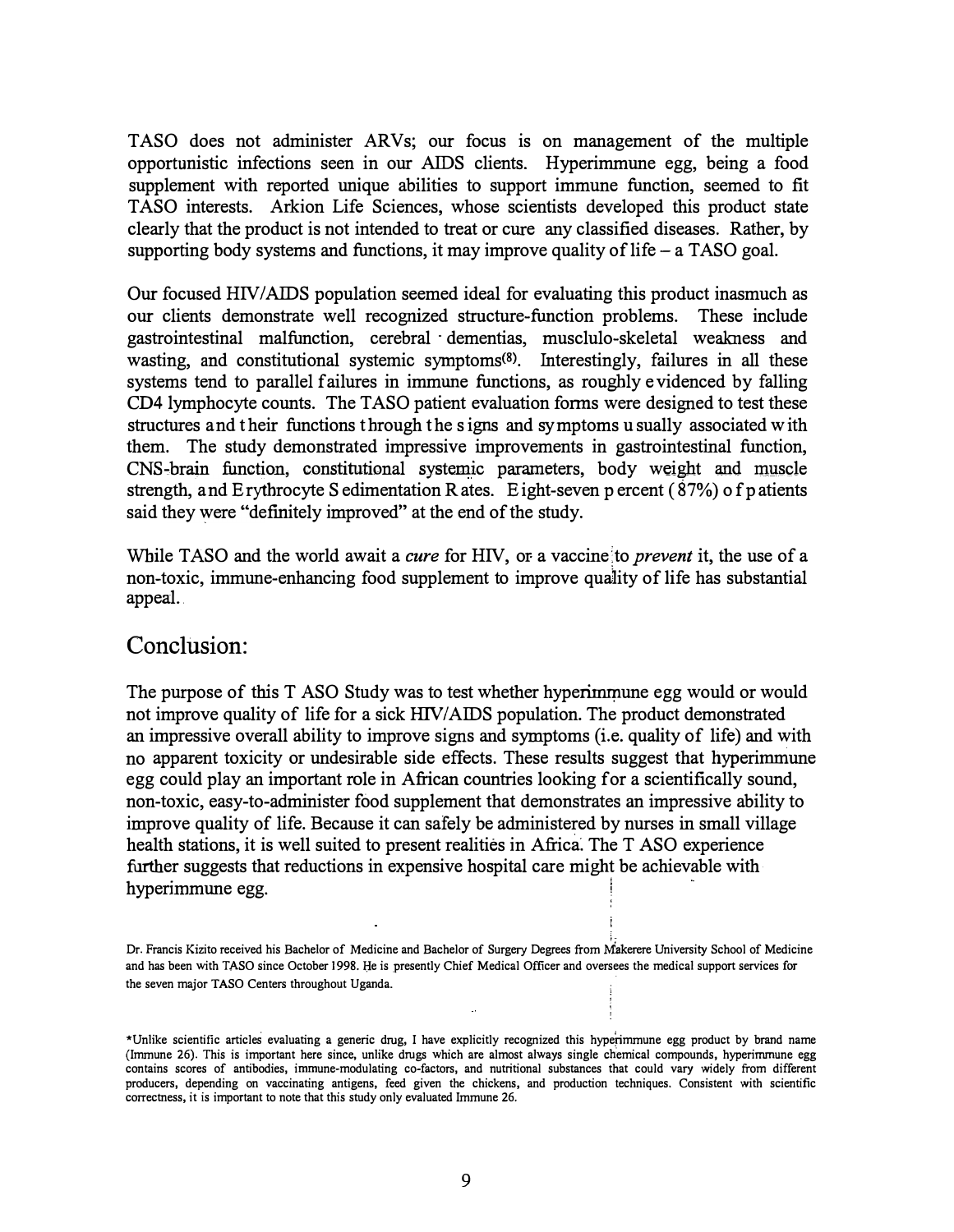TASO does not administer ARVs; our focus is on management of the multiple opportunistic infections seen in our AIDS clients. Hyperimmune egg, being a food supplement with reported unique abilities to support immune function, seemed to fit TASO interests. Arkion Life Sciences, whose scientists developed this product state clearly that the product is not intended to treat or cure any classified diseases. Rather, by supporting body systems and functions, it may improve quality of life – a TASO goal.

Our focused HIV/AIDS population seemed ideal for evaluating this product inasmuch as our clients demonstrate well recognized structure-function problems. These include gastrointestinal malfunction, cerebral dementias, musclulo-skeletal weakness and wasting, and constitutional systemic symptoms[8]. Interestingly, failures in all these systems tend to parallel failures in immune functions, as roughly evidenced by falling CD4 lymphocyte counts. The TASO patient evaluation forms were designed to test these structures and their functions through the signs and symptoms usually associated with them. The study demonstrated impressive improvements in gastrointestinal function, CNS-brain function, constitutional systemic parameters, body weight and muscle strength, and Erythrocyte Sedimentation Rates. Eight-seven percent (87%) of patients said they were "definitely improved" at the end of the study.

While TASO and the world await a *cure* for HIV, or a vaccine to *prevent* it, the use of a non-toxic, immune-enhancing food supplement to improve quality of life has substantial appeal.

## Conclusion:

The purpose of this TASO Study was to test whether hyperimmune egg would or would not improve quality of life for a sick HIV/AIDS population. The product demonstrated an impressive overall ability to improve signs and symptoms (i.e. quality of life) and with no apparent toxicity or undesirable side effects. These results suggest that hyperimmune egg could play an important role in African countries looking for a scientifically sound, non-toxic, easy-to-administer food supplement that demonstrates an impressive ability to improve quality of life. Because it can safely be administered by nurses in small village health stations, it is well suited to present realities in Africa. The TASO experience further suggests that reductions in expensive hospital care might be achievable with hyperimmune egg.

Dr. Francis Kizito received his Bachelor of Medicine and Bachelor of Surgery Degrees from Makerere University School of Medicine and has been with TASO since October 1998. He is presently Chief Medical Officer and oversees the medical support services for the seven major TASO Centers throughout Uganda.

*Unlike scientific articles evaluating a generic drug, I have explicitly recognized this hyperimmune egg product by brand name (Immune 26). This is important here since, unlike drugs which are almost always single chemical compounds, hyperimmune egg contains scores of antibodies, immune-modulating co-factors, and nutritional substances that could vary widely from different producers, depending on vaccinating antigens, feed given the chickens, and production techniques. Consistent with scientific correctness, it is important to note that this study only evaluated Immune 26.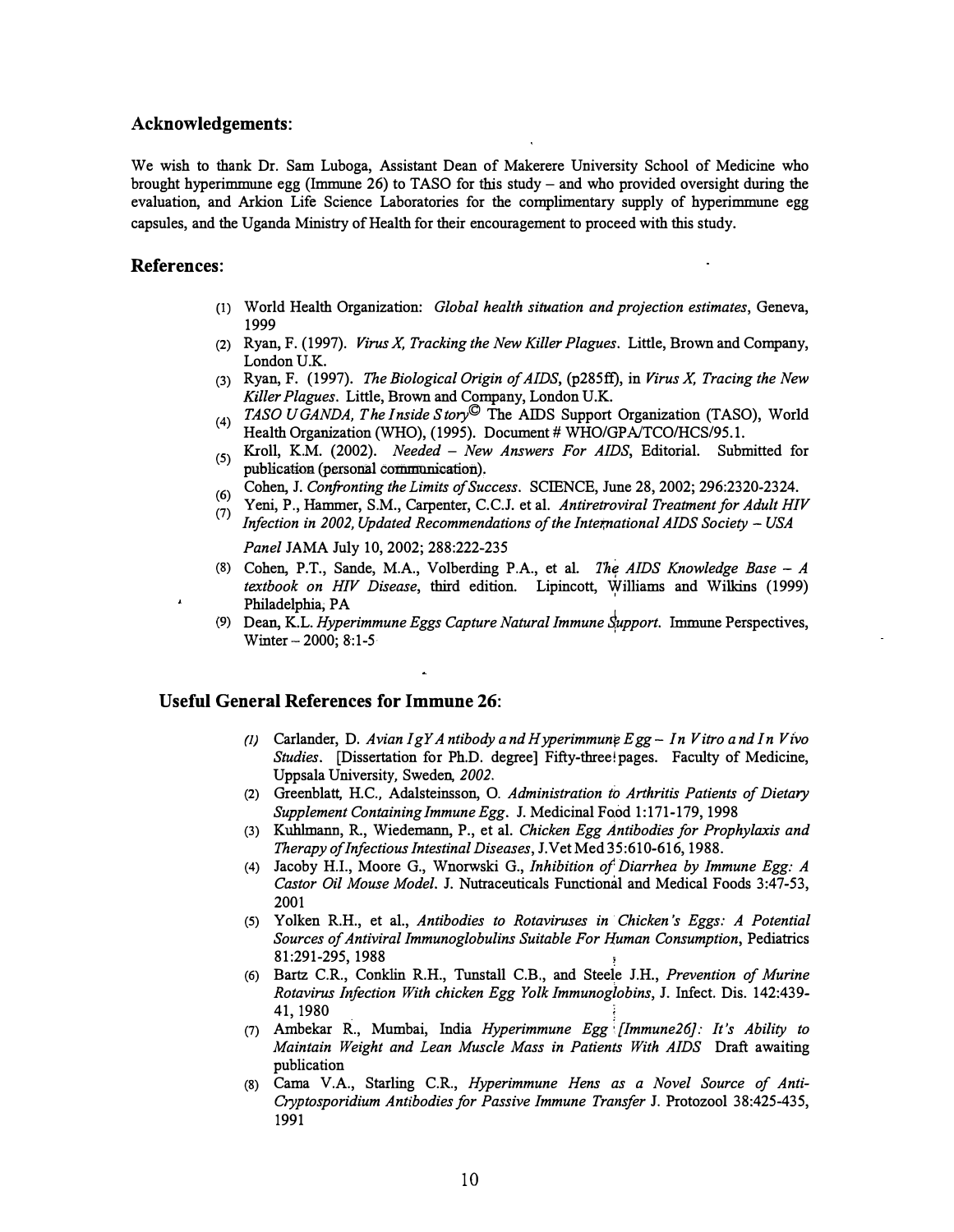## Acknowledgements:

We wish to thank Dr. Sam Luboga, Assistant Dean of Makerere University School of Medicine who brought hyperimmune egg (Immune 26) to TASO for this study – and who provided oversight during the evaluation, and Arkion Life Science Laboratories for the complimentary supply of hyperimmune egg capsules, and the Uganda Ministry of Health for their encouragement to proceed with this study.

## References:

(1) World Health Organization: *Global health situation and projection estimates*, Geneva, 1999

(2) Ryan, F. (1997). *Virus X, Tracking the New Killer Plagues*. Little, Brown and Company, London U.K.

(3) Ryan, F. (1997). *The Biological Origin of AIDS*, (p285ff), in *Virus X, Tracing the New Killer Plagues*. Little, Brown and Company, London U.K.

(4) *TASO UGANDA, The Inside Story©* The AIDS Support Organization (TASO), World Health Organization (WHO), (1995). Document # WHO/GPA/TCO/HCS/95.1.

(5) Kroll, K.M. (2002). *Needed – New Answers For AIDS*, Editorial. Submitted for publication (personal communication).

(6) Cohen, J. *Confronting the Limits of Success*. SCIENCE, June 28, 2002; 296:2320-2324.

(7) Yeni, P., Hammer, S.M., Carpenter, C.C.J. et al. *Antiretroviral Treatment for Adult HIV Infection in 2002, Updated Recommendations of the International AIDS Society – USA Panel* JAMA July 10, 2002; 288:222-235

(8) Cohen, P.T., Sande, M.A., Volberding P.A., et al. *The AIDS Knowledge Base – A textbook on HIV Disease*, third edition. Lipincott, Williams and Wilkins (1999) Philadelphia, PA

(9) Dean, K.L. *Hyperimmune Eggs Capture Natural Immune Support*. Immune Perspectives, Winter – 2000; 8:1-5

## Useful General References for Immune 26:

(1) Carlander, D. *Avian IgY Antibody and Hyperimmune Egg – In Vitro and In Vivo Studies*. [Dissertation for Ph.D. degree] Fifty-three pages. Faculty of Medicine, Uppsala University, Sweden, *2002*.

(2) Greenblatt, H.C., Adalsteinsson, O. *Administration to Arthritis Patients of Dietary Supplement Containing Immune Egg*. J. Medicinal Food 1:171-179, 1998

(3) Kuhlmann, R., Wiedemann, P., et al. *Chicken Egg Antibodies for Prophylaxis and Therapy of Infectious Intestinal Diseases*, J.Vet Med 35:610-616, 1988.

(4) Jacoby H.I., Moore G., Wnorwski G., *Inhibition of Diarrhea by Immune Egg: A Castor Oil Mouse Model*. J. Nutraceuticals Functional and Medical Foods 3:47-53, 2001

(5) Yolken R.H., et al., *Antibodies to Rotaviruses in Chicken's Eggs: A Potential Sources of Antiviral Immunoglobulins Suitable For Human Consumption*, Pediatrics 81:291-295, 1988

(6) Bartz C.R., Conklin R.H., Tunstall C.B., and Steele J.H., *Prevention of Murine Rotavirus Infection With chicken Egg Yolk Immunoglobins*, J. Infect. Dis. 142:439-41, 1980

(7) Ambekar R., Mumbai, India *Hyperimmune Egg [Immune26]: It's Ability to Maintain Weight and Lean Muscle Mass in Patients With AIDS* Draft awaiting publication

(8) Cama V.A., Starling C.R., *Hyperimmune Hens as a Novel Source of Anti-Cryptosporidium Antibodies for Passive Immune Transfer* J. Protozool 38:425-435, 1991